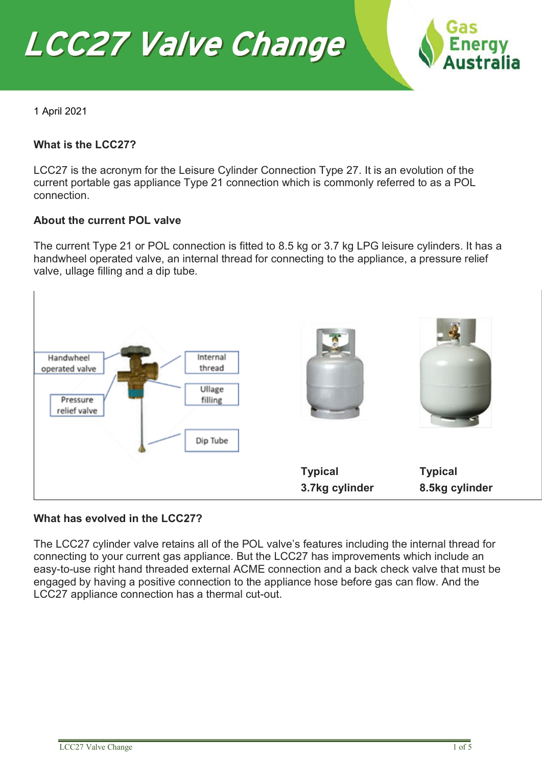# LCC27 Valve Change

1 April 2021

**What is the LCC27?**

LCC27 is the acronym for the Leisure Cylinder Connection Type 27. It is an evolution of the current portable gas appliance Type 21 connection which is commonly referred to as a POL connection.

**About the current POL valve**

The current Type 21 or POL connection is fitted to 8.5 kg or 3.7 kg LPG leisure cylinders. It has a handwheel operated valve, an internal thread for connecting to the appliance, a pressure relief valve, ullage filling and a dip tube.

Handwheel operated valve

Internal thread

Pressure relief valve

Ullage filling

Dip Tube

**Typical 3.7kg cylinder**

**Typical 8.5kg cylinder**

**What has evolved in the LCC27?**

The LCC27 cylinder valve retains all of the POL valve's features including the internal thread for connecting to your current gas appliance. But the LCC27 has improvements which include an easy-to-use right hand threaded external ACME connection and a back check valve that must be engaged by having a positive connection to the appliance hose before gas can flow. And the LCC27 appliance connection has a thermal cut-out.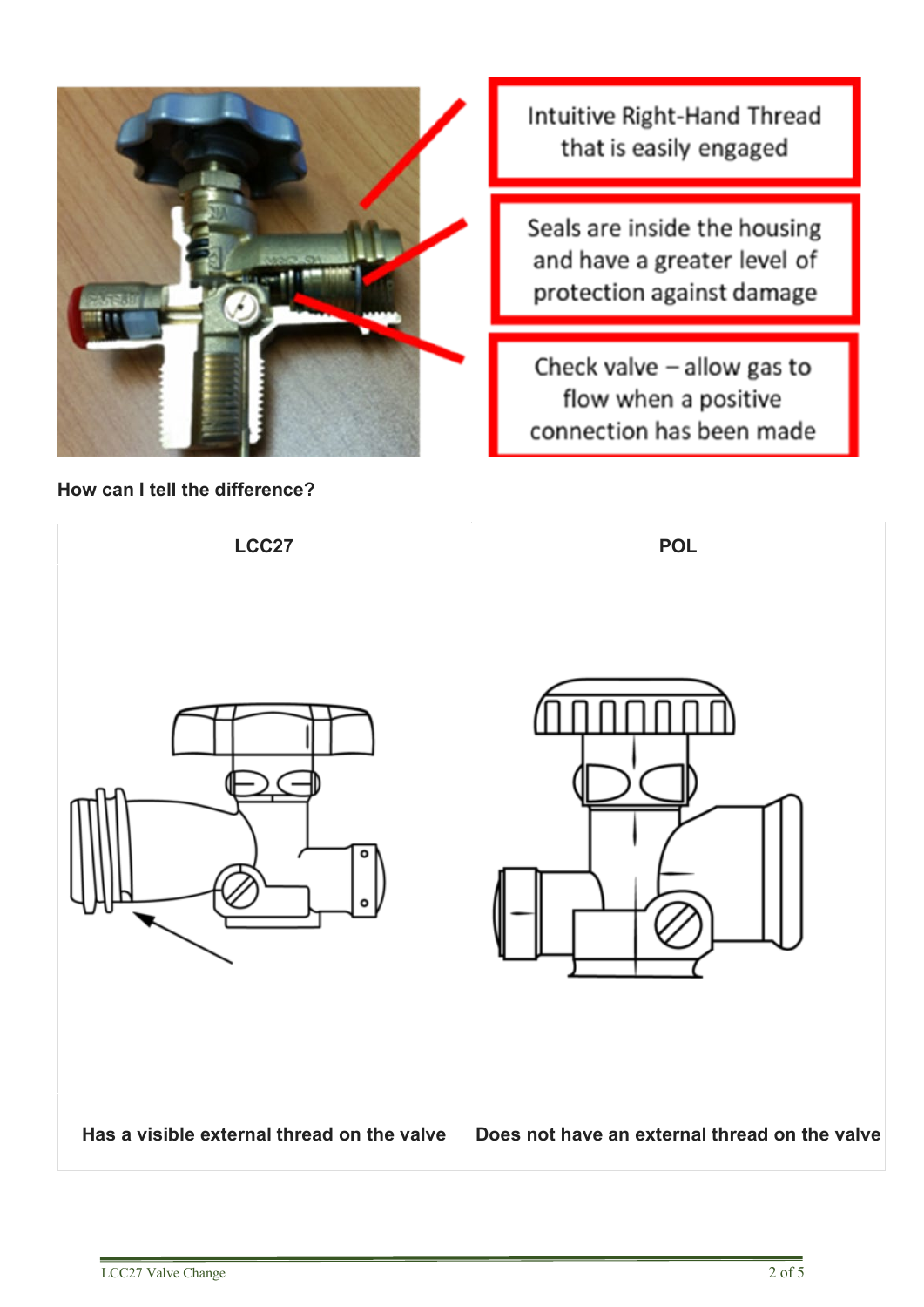Intuitive Right-Hand Thread that is easily engaged

Seals are inside the housing and have a greater level of protection against damage

Check valve – allow gas to flow when a positive connection has been made

**How can I tell the difference?**

| LCC27 | POL |
|---|---|
| Has a visible external thread on the valve | Does not have an external thread on the valve |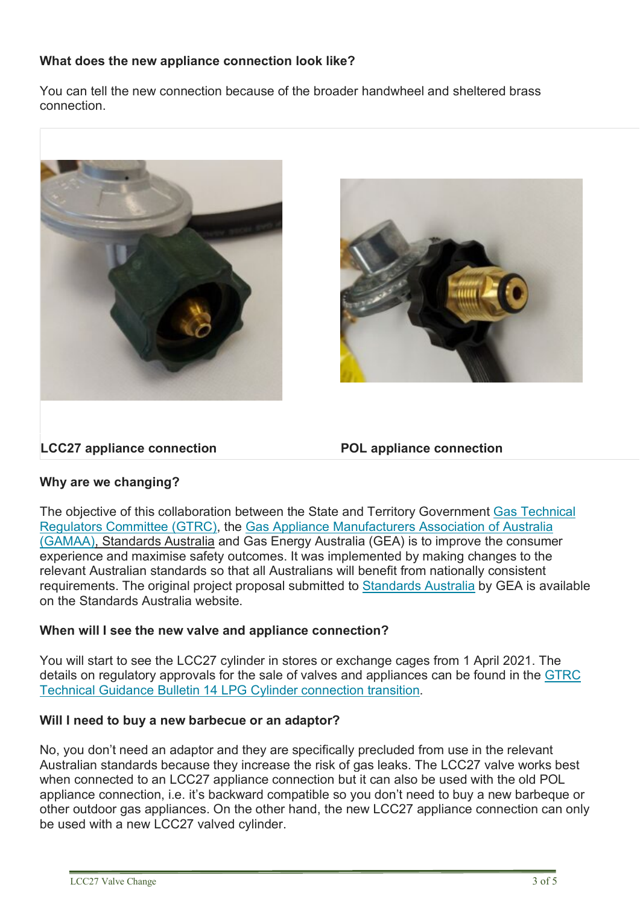### What does the new appliance connection look like?

You can tell the new connection because of the broader handwheel and sheltered brass connection.

| LCC27 appliance connection | POL appliance connection |
| --- | --- |

### Why are we changing?

The objective of this collaboration between the State and Territory Government Gas Technical Regulators Committee (GTRC), the Gas Appliance Manufacturers Association of Australia (GAMAA), Standards Australia and Gas Energy Australia (GEA) is to improve the consumer experience and maximise safety outcomes. It was implemented by making changes to the relevant Australian standards so that all Australians will benefit from nationally consistent requirements. The original project proposal submitted to Standards Australia by GEA is available on the Standards Australia website.

### When will I see the new valve and appliance connection?

You will start to see the LCC27 cylinder in stores or exchange cages from 1 April 2021. The details on regulatory approvals for the sale of valves and appliances can be found in the GTRC Technical Guidance Bulletin 14 LPG Cylinder connection transition.

### Will I need to buy a new barbecue or an adaptor?

No, you don't need an adaptor and they are specifically precluded from use in the relevant Australian standards because they increase the risk of gas leaks. The LCC27 valve works best when connected to an LCC27 appliance connection but it can also be used with the old POL appliance connection, i.e. it's backward compatible so you don't need to buy a new barbeque or other outdoor gas appliances. On the other hand, the new LCC27 appliance connection can only be used with a new LCC27 valved cylinder.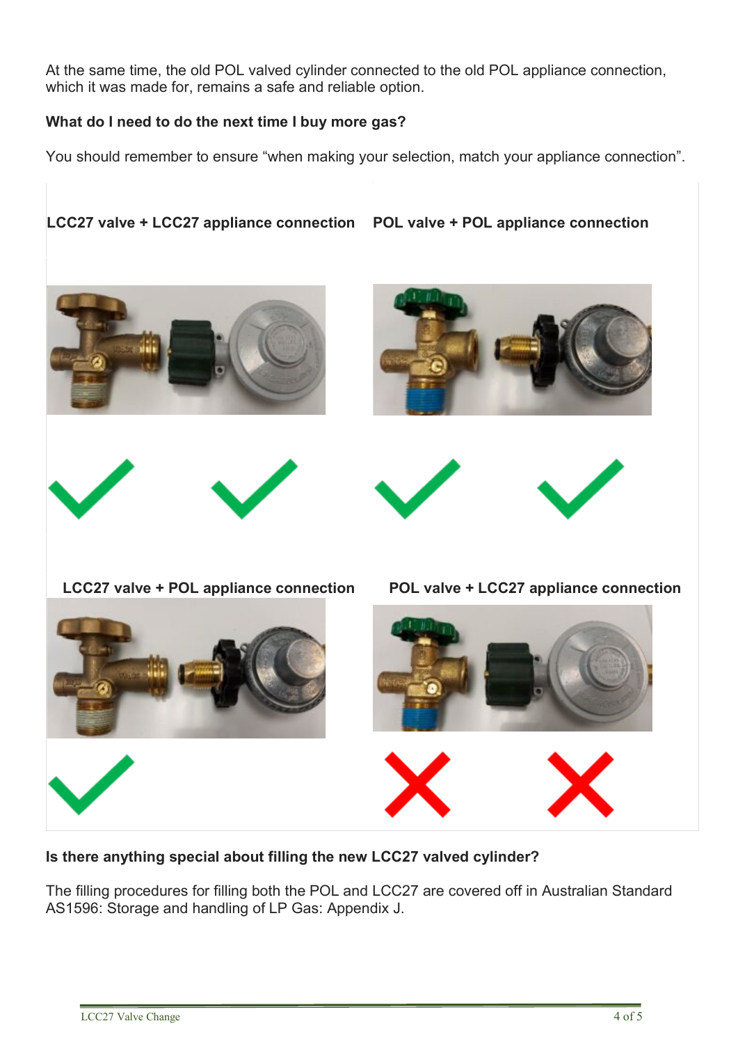At the same time, the old POL valved cylinder connected to the old POL appliance connection, which it was made for, remains a safe and reliable option.

**What do I need to do the next time I buy more gas?**

You should remember to ensure "when making your selection, match your appliance connection".

**LCC27 valve + LCC27 appliance connection**

**POL valve + POL appliance connection**

**LCC27 valve + POL appliance connection**

**POL valve + LCC27 appliance connection**

**Is there anything special about filling the new LCC27 valved cylinder?**

The filling procedures for filling both the POL and LCC27 are covered off in Australian Standard AS1596: Storage and handling of LP Gas: Appendix J.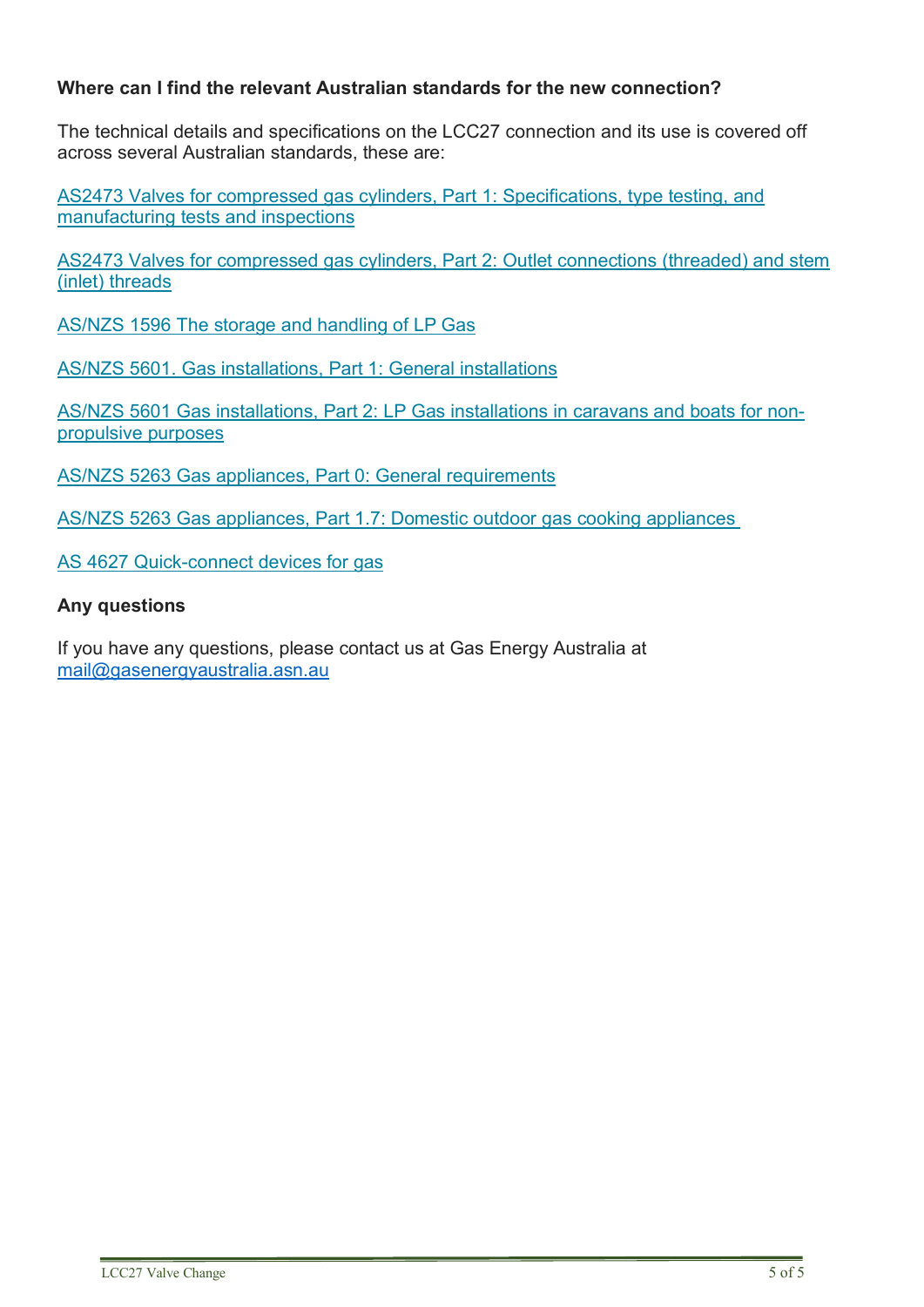**Where can I find the relevant Australian standards for the new connection?**

The technical details and specifications on the LCC27 connection and its use is covered off across several Australian standards, these are:

AS2473 Valves for compressed gas cylinders, Part 1: Specifications, type testing, and manufacturing tests and inspections

AS2473 Valves for compressed gas cylinders, Part 2: Outlet connections (threaded) and stem (inlet) threads

AS/NZS 1596 The storage and handling of LP Gas

AS/NZS 5601. Gas installations, Part 1: General installations

AS/NZS 5601 Gas installations, Part 2: LP Gas installations in caravans and boats for non-propulsive purposes

AS/NZS 5263 Gas appliances, Part 0: General requirements

AS/NZS 5263 Gas appliances, Part 1.7: Domestic outdoor gas cooking appliances

AS 4627 Quick-connect devices for gas

**Any questions**

If you have any questions, please contact us at Gas Energy Australia at mail@gasenergyaustralia.asn.au